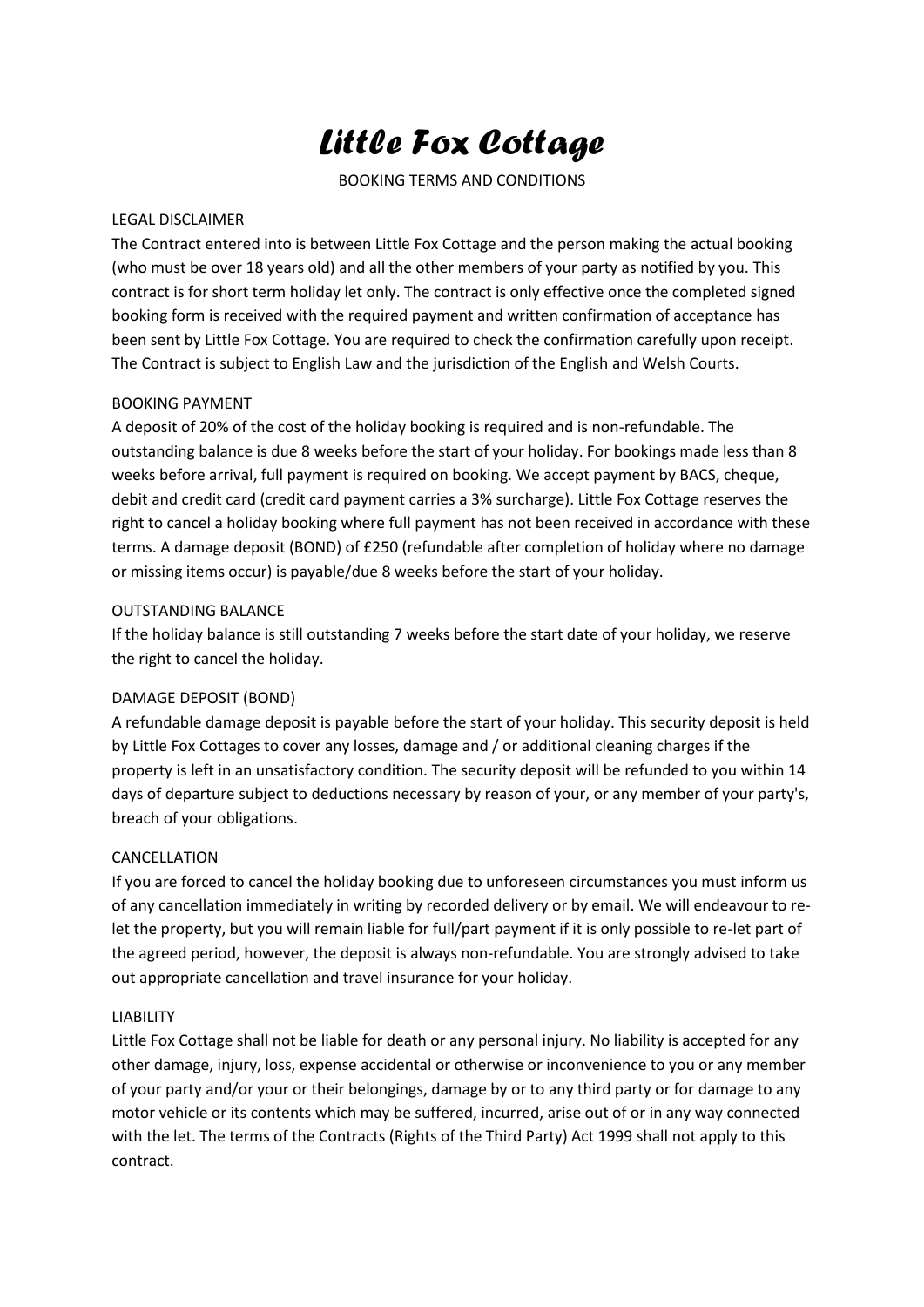# *Little Fox Cottage*

BOOKING TERMS AND CONDITIONS

## LEGAL DISCLAIMER

The Contract entered into is between Little Fox Cottage and the person making the actual booking (who must be over 18 years old) and all the other members of your party as notified by you. This contract is for short term holiday let only. The contract is only effective once the completed signed booking form is received with the required payment and written confirmation of acceptance has been sent by Little Fox Cottage. You are required to check the confirmation carefully upon receipt. The Contract is subject to English Law and the jurisdiction of the English and Welsh Courts.

## BOOKING PAYMENT

A deposit of 20% of the cost of the holiday booking is required and is non-refundable. The outstanding balance is due 8 weeks before the start of your holiday. For bookings made less than 8 weeks before arrival, full payment is required on booking. We accept payment by BACS, cheque, debit and credit card (credit card payment carries a 3% surcharge). Little Fox Cottage reserves the right to cancel a holiday booking where full payment has not been received in accordance with these terms. A damage deposit (BOND) of £250 (refundable after completion of holiday where no damage or missing items occur) is payable/due 8 weeks before the start of your holiday.

## OUTSTANDING BALANCE

If the holiday balance is still outstanding 7 weeks before the start date of your holiday, we reserve the right to cancel the holiday.

## DAMAGE DEPOSIT (BOND)

A refundable damage deposit is payable before the start of your holiday. This security deposit is held by Little Fox Cottages to cover any losses, damage and / or additional cleaning charges if the property is left in an unsatisfactory condition. The security deposit will be refunded to you within 14 days of departure subject to deductions necessary by reason of your, or any member of your party's, breach of your obligations.

## CANCELLATION

If you are forced to cancel the holiday booking due to unforeseen circumstances you must inform us of any cancellation immediately in writing by recorded delivery or by email. We will endeavour to re-let the property, but you will remain liable for full/part payment if it is only possible to re-let part of the agreed period, however, the deposit is always non-refundable. You are strongly advised to take out appropriate cancellation and travel insurance for your holiday.

## LIABILITY

Little Fox Cottage shall not be liable for death or any personal injury. No liability is accepted for any other damage, injury, loss, expense accidental or otherwise or inconvenience to you or any member of your party and/or your or their belongings, damage by or to any third party or for damage to any motor vehicle or its contents which may be suffered, incurred, arise out of or in any way connected with the let. The terms of the Contracts (Rights of the Third Party) Act 1999 shall not apply to this contract.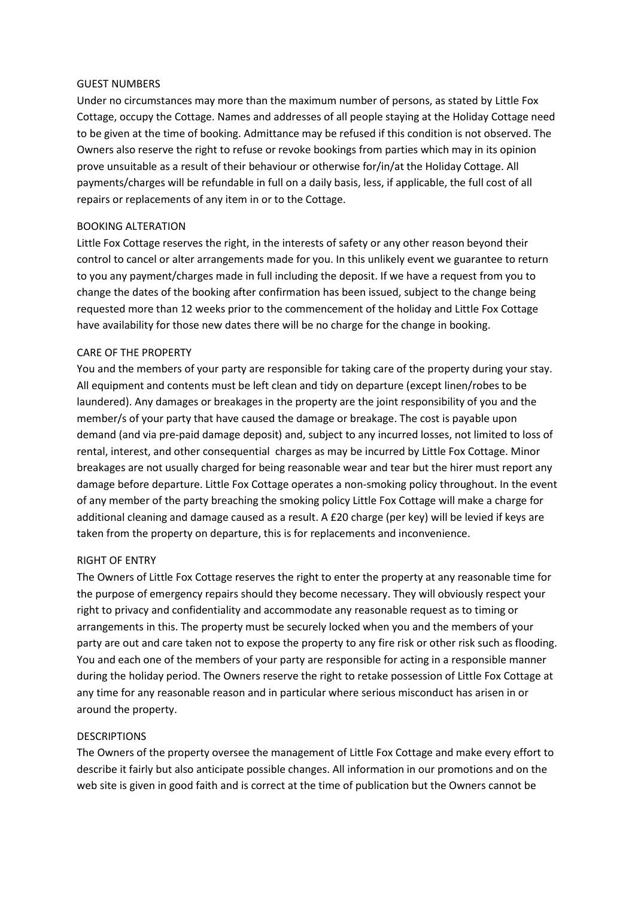## GUEST NUMBERS

Under no circumstances may more than the maximum number of persons, as stated by Little Fox Cottage, occupy the Cottage. Names and addresses of all people staying at the Holiday Cottage need to be given at the time of booking. Admittance may be refused if this condition is not observed. The Owners also reserve the right to refuse or revoke bookings from parties which may in its opinion prove unsuitable as a result of their behaviour or otherwise for/in/at the Holiday Cottage. All payments/charges will be refundable in full on a daily basis, less, if applicable, the full cost of all repairs or replacements of any item in or to the Cottage.

## BOOKING ALTERATION

Little Fox Cottage reserves the right, in the interests of safety or any other reason beyond their control to cancel or alter arrangements made for you. In this unlikely event we guarantee to return to you any payment/charges made in full including the deposit. If we have a request from you to change the dates of the booking after confirmation has been issued, subject to the change being requested more than 12 weeks prior to the commencement of the holiday and Little Fox Cottage have availability for those new dates there will be no charge for the change in booking.

## CARE OF THE PROPERTY

You and the members of your party are responsible for taking care of the property during your stay. All equipment and contents must be left clean and tidy on departure (except linen/robes to be laundered). Any damages or breakages in the property are the joint responsibility of you and the member/s of your party that have caused the damage or breakage. The cost is payable upon demand (and via pre-paid damage deposit) and, subject to any incurred losses, not limited to loss of rental, interest, and other consequential charges as may be incurred by Little Fox Cottage. Minor breakages are not usually charged for being reasonable wear and tear but the hirer must report any damage before departure. Little Fox Cottage operates a non-smoking policy throughout. In the event of any member of the party breaching the smoking policy Little Fox Cottage will make a charge for additional cleaning and damage caused as a result. A £20 charge (per key) will be levied if keys are taken from the property on departure, this is for replacements and inconvenience.

## RIGHT OF ENTRY

The Owners of Little Fox Cottage reserves the right to enter the property at any reasonable time for the purpose of emergency repairs should they become necessary. They will obviously respect your right to privacy and confidentiality and accommodate any reasonable request as to timing or arrangements in this. The property must be securely locked when you and the members of your party are out and care taken not to expose the property to any fire risk or other risk such as flooding. You and each one of the members of your party are responsible for acting in a responsible manner during the holiday period. The Owners reserve the right to retake possession of Little Fox Cottage at any time for any reasonable reason and in particular where serious misconduct has arisen in or around the property.

## DESCRIPTIONS

The Owners of the property oversee the management of Little Fox Cottage and make every effort to describe it fairly but also anticipate possible changes. All information in our promotions and on the web site is given in good faith and is correct at the time of publication but the Owners cannot be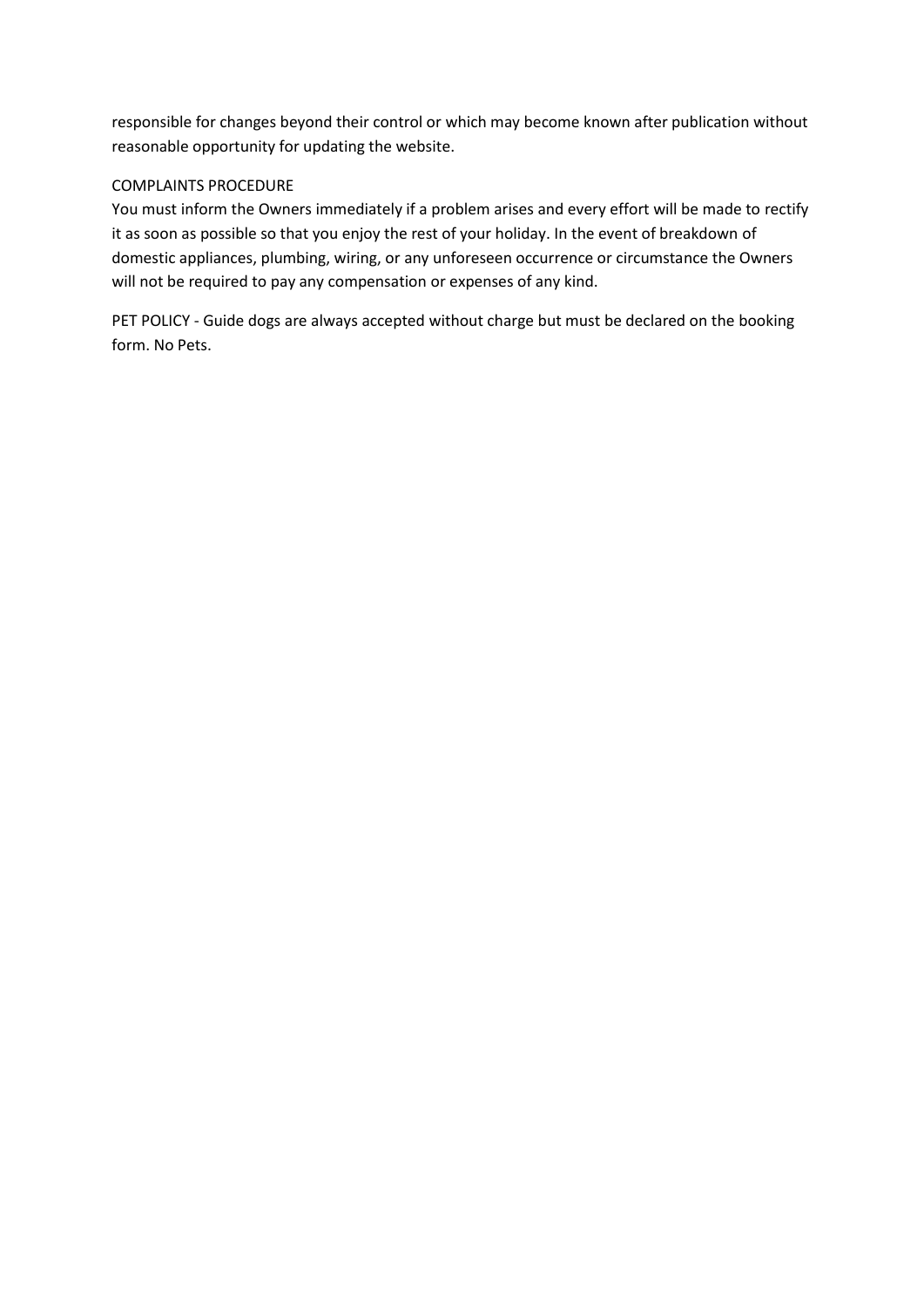responsible for changes beyond their control or which may become known after publication without reasonable opportunity for updating the website.

COMPLAINTS PROCEDURE

You must inform the Owners immediately if a problem arises and every effort will be made to rectify it as soon as possible so that you enjoy the rest of your holiday. In the event of breakdown of domestic appliances, plumbing, wiring, or any unforeseen occurrence or circumstance the Owners will not be required to pay any compensation or expenses of any kind.

PET POLICY - Guide dogs are always accepted without charge but must be declared on the booking form. No Pets.